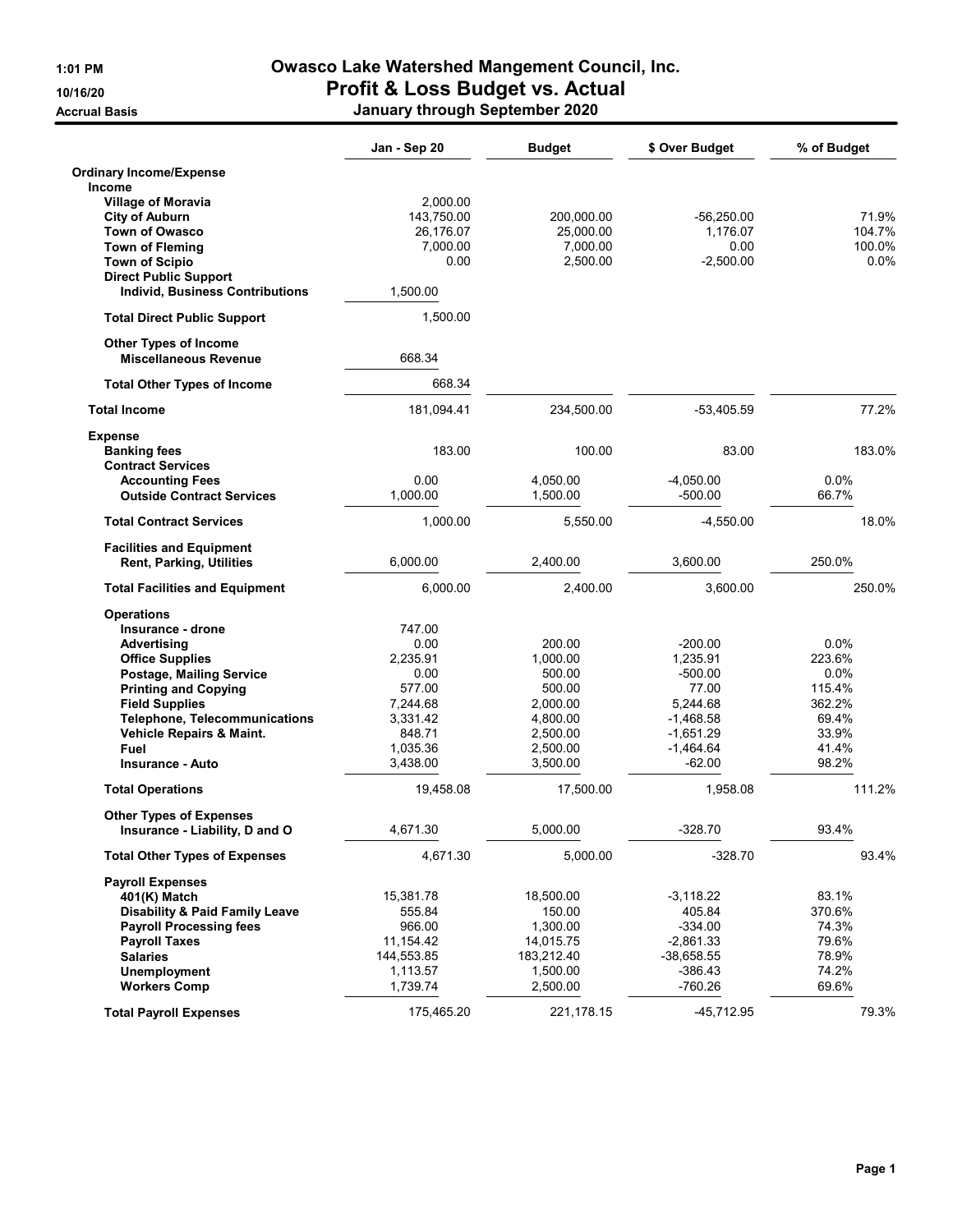# Owasco Lake Watershed Mangement Council, Inc.
## Profit & Loss Budget vs. Actual
### January through September 2020

1:01 PM
10/16/20
Accrual Basis

| | Jan - Sep 20 | Budget | $ Over Budget | % of Budget |
|---|---|---|---|---|
| **Ordinary Income/Expense** | | | | |
| **Income** | | | | |
| **Village of Moravia** | 2,000.00 | | | |
| **City of Auburn** | 143,750.00 | 200,000.00 | -56,250.00 | 71.9% |
| **Town of Owasco** | 26,176.07 | 25,000.00 | 1,176.07 | 104.7% |
| **Town of Fleming** | 7,000.00 | 7,000.00 | 0.00 | 100.0% |
| **Town of Scipio** | 0.00 | 2,500.00 | -2,500.00 | 0.0% |
| **Direct Public Support** | | | | |
| **Individ, Business Contributions** | 1,500.00 | | | |
| **Total Direct Public Support** | 1,500.00 | | | |
| **Other Types of Income** | | | | |
| **Miscellaneous Revenue** | 668.34 | | | |
| **Total Other Types of Income** | 668.34 | | | |
| **Total Income** | 181,094.41 | 234,500.00 | -53,405.59 | 77.2% |
| **Expense** | | | | |
| **Banking fees** | 183.00 | 100.00 | 83.00 | 183.0% |
| **Contract Services** | | | | |
| **Accounting Fees** | 0.00 | 4,050.00 | -4,050.00 | 0.0% |
| **Outside Contract Services** | 1,000.00 | 1,500.00 | -500.00 | 66.7% |
| **Total Contract Services** | 1,000.00 | 5,550.00 | -4,550.00 | 18.0% |
| **Facilities and Equipment** | | | | |
| **Rent, Parking, Utilities** | 6,000.00 | 2,400.00 | 3,600.00 | 250.0% |
| **Total Facilities and Equipment** | 6,000.00 | 2,400.00 | 3,600.00 | 250.0% |
| **Operations** | | | | |
| **Insurance - drone** | 747.00 | | | |
| **Advertising** | 0.00 | 200.00 | -200.00 | 0.0% |
| **Office Supplies** | 2,235.91 | 1,000.00 | 1,235.91 | 223.6% |
| **Postage, Mailing Service** | 0.00 | 500.00 | -500.00 | 0.0% |
| **Printing and Copying** | 577.00 | 500.00 | 77.00 | 115.4% |
| **Field Supplies** | 7,244.68 | 2,000.00 | 5,244.68 | 362.2% |
| **Telephone, Telecommunications** | 3,331.42 | 4,800.00 | -1,468.58 | 69.4% |
| **Vehicle Repairs & Maint.** | 848.71 | 2,500.00 | -1,651.29 | 33.9% |
| **Fuel** | 1,035.36 | 2,500.00 | -1,464.64 | 41.4% |
| **Insurance - Auto** | 3,438.00 | 3,500.00 | -62.00 | 98.2% |
| **Total Operations** | 19,458.08 | 17,500.00 | 1,958.08 | 111.2% |
| **Other Types of Expenses** | | | | |
| **Insurance - Liability, D and O** | 4,671.30 | 5,000.00 | -328.70 | 93.4% |
| **Total Other Types of Expenses** | 4,671.30 | 5,000.00 | -328.70 | 93.4% |
| **Payroll Expenses** | | | | |
| **401(K) Match** | 15,381.78 | 18,500.00 | -3,118.22 | 83.1% |
| **Disability & Paid Family Leave** | 555.84 | 150.00 | 405.84 | 370.6% |
| **Payroll Processing fees** | 966.00 | 1,300.00 | -334.00 | 74.3% |
| **Payroll Taxes** | 11,154.42 | 14,015.75 | -2,861.33 | 79.6% |
| **Salaries** | 144,553.85 | 183,212.40 | -38,658.55 | 78.9% |
| **Unemployment** | 1,113.57 | 1,500.00 | -386.43 | 74.2% |
| **Workers Comp** | 1,739.74 | 2,500.00 | -760.26 | 69.6% |
| **Total Payroll Expenses** | 175,465.20 | 221,178.15 | -45,712.95 | 79.3% |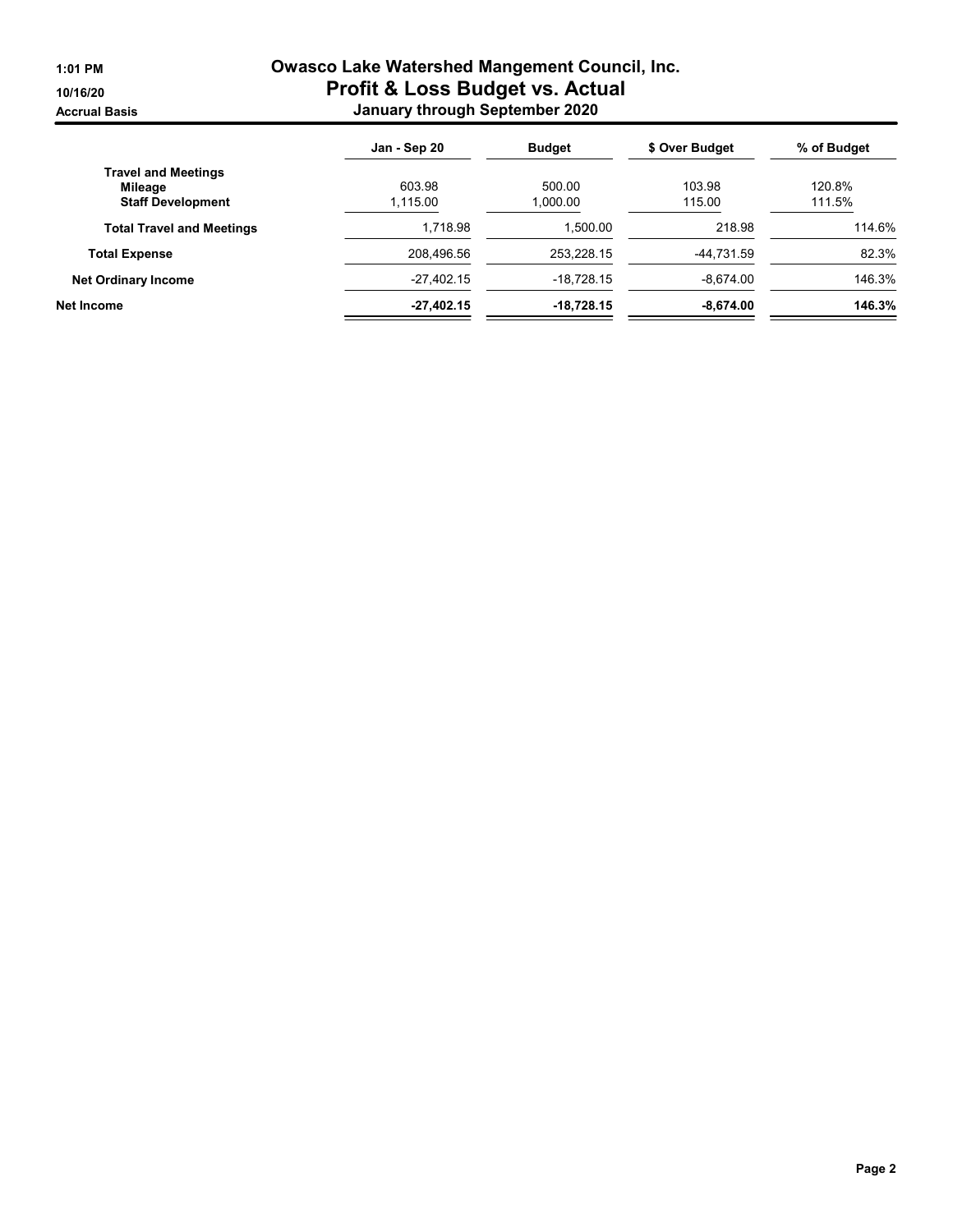# Owasco Lake Watershed Mangement Council, Inc.

## Profit & Loss Budget vs. Actual

### January through September 2020

1:01 PM
10/16/20
Accrual Basis

| | Jan - Sep 20 | Budget | $ Over Budget | % of Budget |
|---|---|---|---|---|
| **Travel and Meetings** | | | | |
| **Mileage** | 603.98 | 500.00 | 103.98 | 120.8% |
| **Staff Development** | 1,115.00 | 1,000.00 | 115.00 | 111.5% |
| **Total Travel and Meetings** | 1,718.98 | 1,500.00 | 218.98 | 114.6% |
| **Total Expense** | 208,496.56 | 253,228.15 | -44,731.59 | 82.3% |
| **Net Ordinary Income** | -27,402.15 | -18,728.15 | -8,674.00 | 146.3% |
| **Net Income** | **-27,402.15** | **-18,728.15** | **-8,674.00** | **146.3%** |